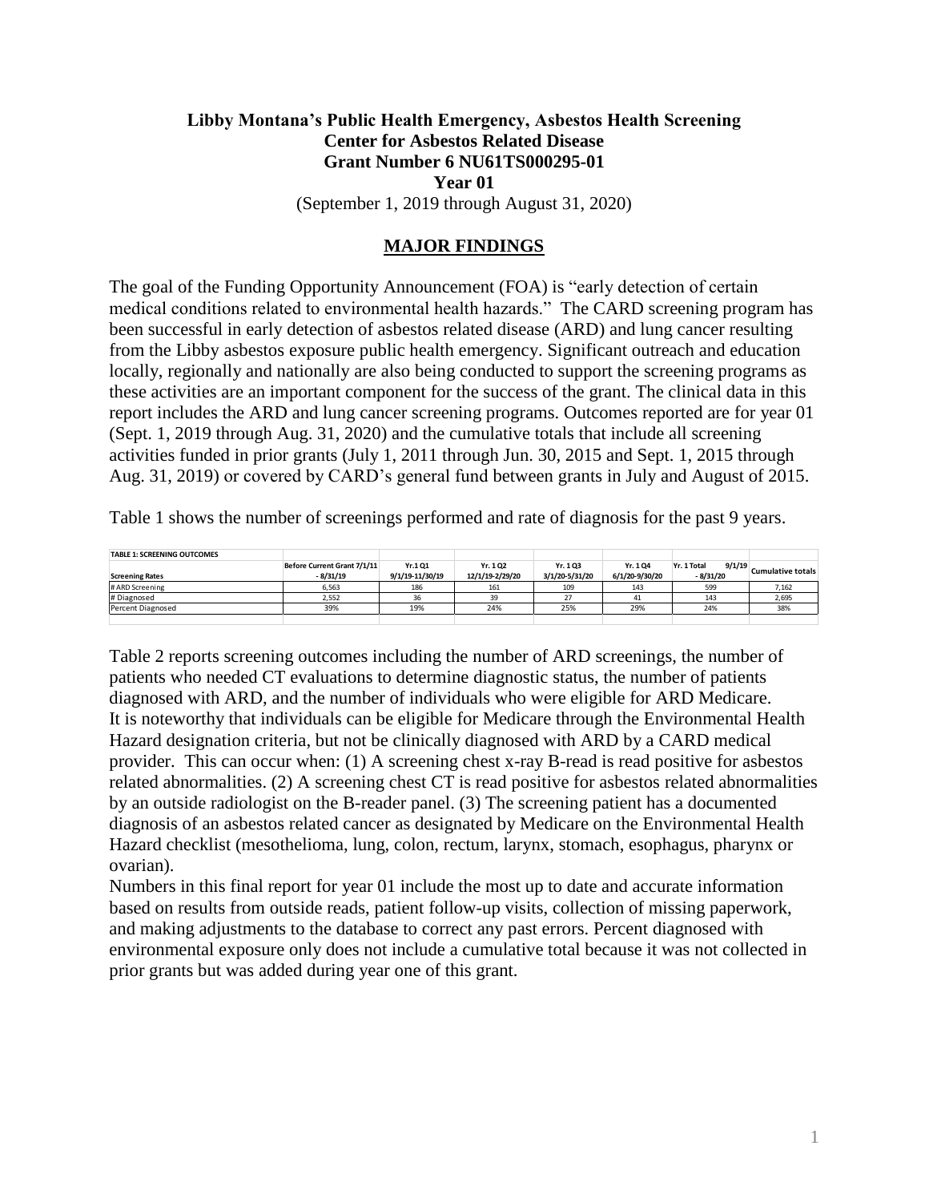**Libby Montana's Public Health Emergency, Asbestos Health Screening**
**Center for Asbestos Related Disease**
**Grant Number 6 NU61TS000295-01**
**Year 01**
(September 1, 2019 through August 31, 2020)

## MAJOR FINDINGS

The goal of the Funding Opportunity Announcement (FOA) is "early detection of certain medical conditions related to environmental health hazards." The CARD screening program has been successful in early detection of asbestos related disease (ARD) and lung cancer resulting from the Libby asbestos exposure public health emergency. Significant outreach and education locally, regionally and nationally are also being conducted to support the screening programs as these activities are an important component for the success of the grant. The clinical data in this report includes the ARD and lung cancer screening programs. Outcomes reported are for year 01 (Sept. 1, 2019 through Aug. 31, 2020) and the cumulative totals that include all screening activities funded in prior grants (July 1, 2011 through Jun. 30, 2015 and Sept. 1, 2015 through Aug. 31, 2019) or covered by CARD's general fund between grants in July and August of 2015.

Table 1 shows the number of screenings performed and rate of diagnosis for the past 9 years.

**TABLE 1: SCREENING OUTCOMES**

| Screening Rates | Before Current Grant 7/1/11 - 8/31/19 | Yr.1 Q1 9/1/19-11/30/19 | Yr. 1 Q2 12/1/19-2/29/20 | Yr. 1 Q3 3/1/20-5/31/20 | Yr. 1 Q4 6/1/20-9/30/20 | Yr. 1 Total 9/1/19 - 8/31/20 | Cumulative totals |
|---|---|---|---|---|---|---|---|
| # ARD Screening | 6,563 | 186 | 161 | 109 | 143 | 599 | 7,162 |
| # Diagnosed | 2,552 | 36 | 39 | 27 | 41 | 143 | 2,695 |
| Percent Diagnosed | 39% | 19% | 24% | 25% | 29% | 24% | 38% |

Table 2 reports screening outcomes including the number of ARD screenings, the number of patients who needed CT evaluations to determine diagnostic status, the number of patients diagnosed with ARD, and the number of individuals who were eligible for ARD Medicare. It is noteworthy that individuals can be eligible for Medicare through the Environmental Health Hazard designation criteria, but not be clinically diagnosed with ARD by a CARD medical provider. This can occur when: (1) A screening chest x-ray B-read is read positive for asbestos related abnormalities. (2) A screening chest CT is read positive for asbestos related abnormalities by an outside radiologist on the B-reader panel. (3) The screening patient has a documented diagnosis of an asbestos related cancer as designated by Medicare on the Environmental Health Hazard checklist (mesothelioma, lung, colon, rectum, larynx, stomach, esophagus, pharynx or ovarian).

Numbers in this final report for year 01 include the most up to date and accurate information based on results from outside reads, patient follow-up visits, collection of missing paperwork, and making adjustments to the database to correct any past errors. Percent diagnosed with environmental exposure only does not include a cumulative total because it was not collected in prior grants but was added during year one of this grant.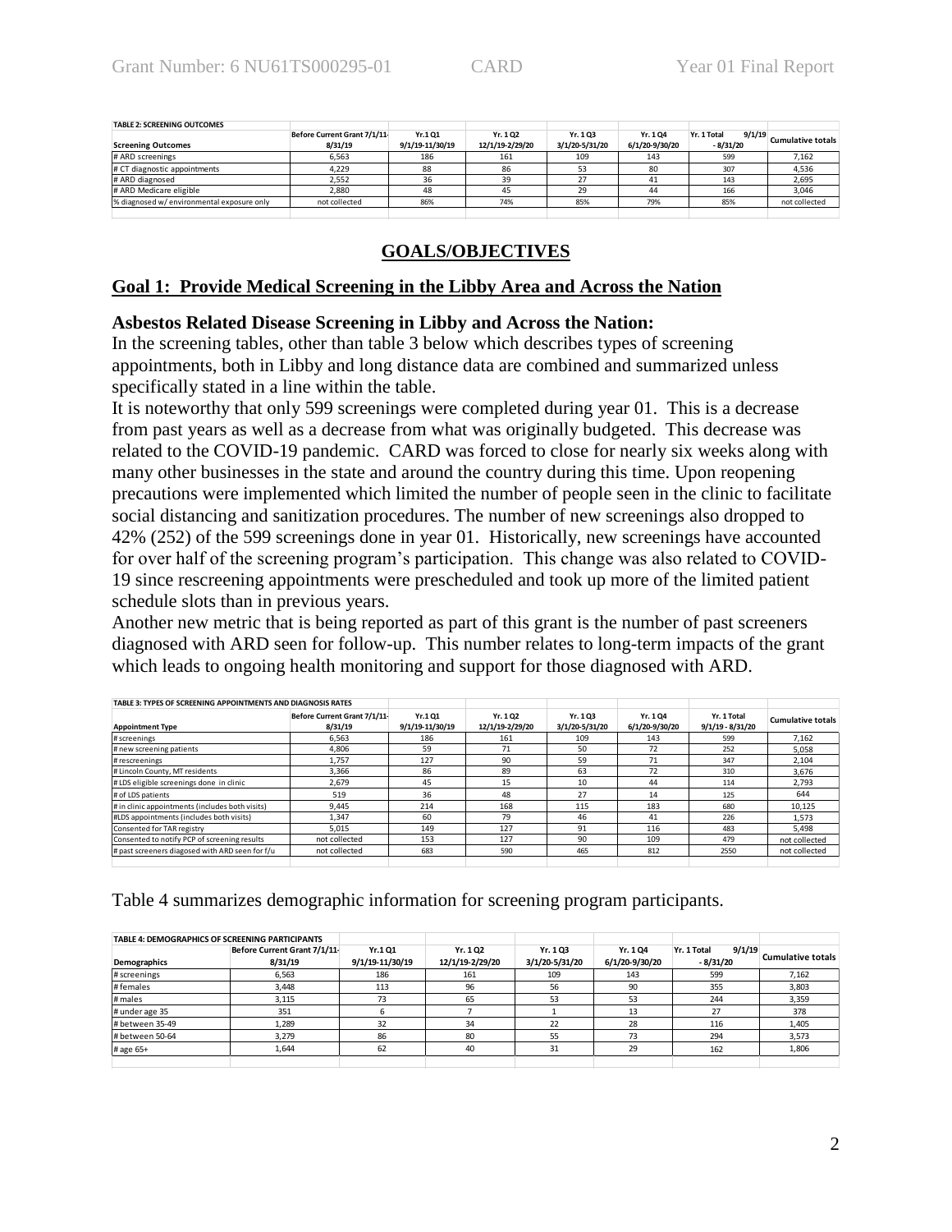| TABLE 2: SCREENING OUTCOMES | | | | | | | |
|---|---|---|---|---|---|---|---|
| **Screening Outcomes** | **Before Current Grant 7/1/11-8/31/19** | **Yr.1 Q1 9/1/19-11/30/19** | **Yr. 1 Q2 12/1/19-2/29/20** | **Yr. 1 Q3 3/1/20-5/31/20** | **Yr. 1 Q4 6/1/20-9/30/20** | **Yr. 1 Total 9/1/19 - 8/31/20** | **Cumulative totals** |
| # ARD screenings | 6,563 | 186 | 161 | 109 | 143 | 599 | 7,162 |
| # CT diagnostic appointments | 4,229 | 88 | 86 | 53 | 80 | 307 | 4,536 |
| # ARD diagnosed | 2,552 | 36 | 39 | 27 | 41 | 143 | 2,695 |
| # ARD Medicare eligible | 2,880 | 48 | 45 | 29 | 44 | 166 | 3,046 |
| % diagnosed w/ environmental exposure only | not collected | 86% | 74% | 85% | 79% | 85% | not collected |

## GOALS/OBJECTIVES

### Goal 1: Provide Medical Screening in the Libby Area and Across the Nation

**Asbestos Related Disease Screening in Libby and Across the Nation:**

In the screening tables, other than table 3 below which describes types of screening appointments, both in Libby and long distance data are combined and summarized unless specifically stated in a line within the table.

It is noteworthy that only 599 screenings were completed during year 01. This is a decrease from past years as well as a decrease from what was originally budgeted. This decrease was related to the COVID-19 pandemic. CARD was forced to close for nearly six weeks along with many other businesses in the state and around the country during this time. Upon reopening precautions were implemented which limited the number of people seen in the clinic to facilitate social distancing and sanitization procedures. The number of new screenings also dropped to 42% (252) of the 599 screenings done in year 01. Historically, new screenings have accounted for over half of the screening program's participation. This change was also related to COVID-19 since rescreening appointments were prescheduled and took up more of the limited patient schedule slots than in previous years.

Another new metric that is being reported as part of this grant is the number of past screeners diagnosed with ARD seen for follow-up. This number relates to long-term impacts of the grant which leads to ongoing health monitoring and support for those diagnosed with ARD.

| TABLE 3: TYPES OF SCREENING APPOINTMENTS AND DIAGNOSIS RATES | | | | | | | |
|---|---|---|---|---|---|---|---|
| **Appointment Type** | **Before Current Grant 7/1/11-8/31/19** | **Yr.1 Q1 9/1/19-11/30/19** | **Yr. 1 Q2 12/1/19-2/29/20** | **Yr. 1 Q3 3/1/20-5/31/20** | **Yr. 1 Q4 6/1/20-9/30/20** | **Yr. 1 Total 9/1/19 - 8/31/20** | **Cumulative totals** |
| # screenings | 6,563 | 186 | 161 | 109 | 143 | 599 | 7,162 |
| # new screening patients | 4,806 | 59 | 71 | 50 | 72 | 252 | 5,058 |
| # rescreenings | 1,757 | 127 | 90 | 59 | 71 | 347 | 2,104 |
| # Lincoln County, MT residents | 3,366 | 86 | 89 | 63 | 72 | 310 | 3,676 |
| # LDS eligible screenings done in clinic | 2,679 | 45 | 15 | 10 | 44 | 114 | 2,793 |
| # of LDS patients | 519 | 36 | 48 | 27 | 14 | 125 | 644 |
| # in clinic appointments (includes both visits) | 9,445 | 214 | 168 | 115 | 183 | 680 | 10,125 |
| #LDS appointments (includes both visits) | 1,347 | 60 | 79 | 46 | 41 | 226 | 1,573 |
| Consented for TAR registry | 5,015 | 149 | 127 | 91 | 116 | 483 | 5,498 |
| Consented to notify PCP of screening results | not collected | 153 | 127 | 90 | 109 | 479 | not collected |
| # past screeners diagosed with ARD seen for f/u | not collected | 683 | 590 | 465 | 812 | 2550 | not collected |

Table 4 summarizes demographic information for screening program participants.

| TABLE 4: DEMOGRAPHICS OF SCREENING PARTICIPANTS | | | | | | | |
|---|---|---|---|---|---|---|---|
| **Demographics** | **Before Current Grant 7/1/11-8/31/19** | **Yr.1 Q1 9/1/19-11/30/19** | **Yr. 1 Q2 12/1/19-2/29/20** | **Yr. 1 Q3 3/1/20-5/31/20** | **Yr. 1 Q4 6/1/20-9/30/20** | **Yr. 1 Total 9/1/19 - 8/31/20** | **Cumulative totals** |
| # screenings | 6,563 | 186 | 161 | 109 | 143 | 599 | 7,162 |
| # females | 3,448 | 113 | 96 | 56 | 90 | 355 | 3,803 |
| # males | 3,115 | 73 | 65 | 53 | 53 | 244 | 3,359 |
| # under age 35 | 351 | 6 | 7 | 1 | 13 | 27 | 378 |
| # between 35-49 | 1,289 | 32 | 34 | 22 | 28 | 116 | 1,405 |
| # between 50-64 | 3,279 | 86 | 80 | 55 | 73 | 294 | 3,573 |
| # age 65+ | 1,644 | 62 | 40 | 31 | 29 | 162 | 1,806 |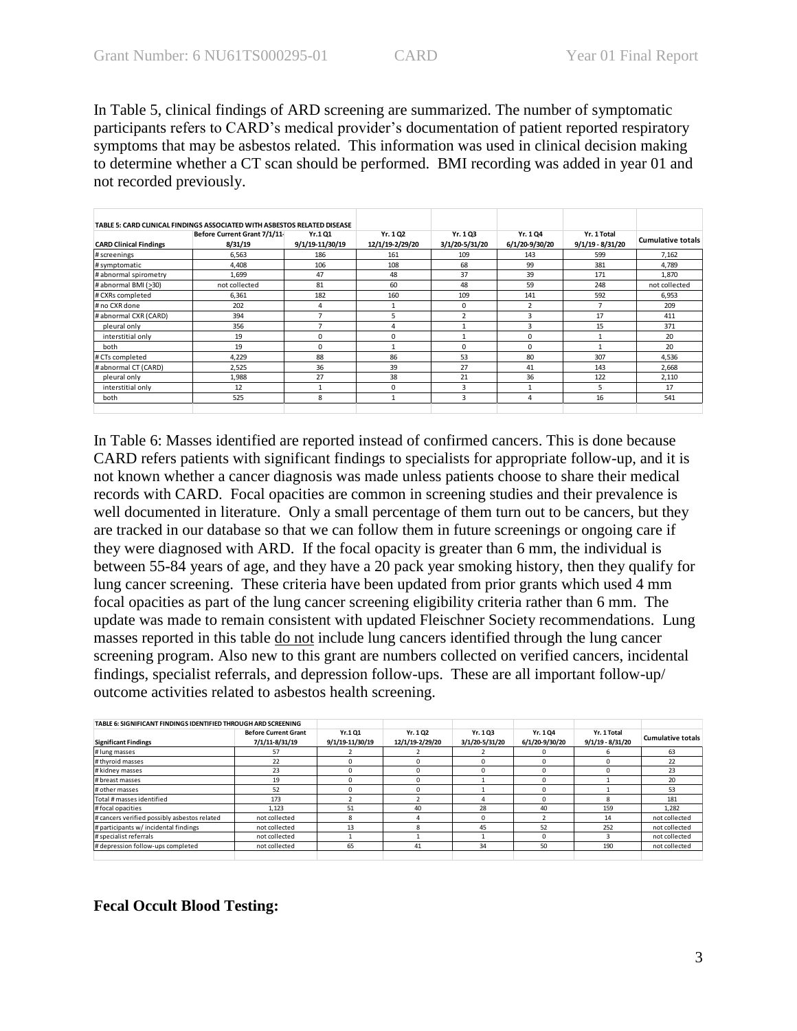In Table 5, clinical findings of ARD screening are summarized. The number of symptomatic participants refers to CARD's medical provider's documentation of patient reported respiratory symptoms that may be asbestos related. This information was used in clinical decision making to determine whether a CT scan should be performed. BMI recording was added in year 01 and not recorded previously.

| TABLE 5: CARD CLINICAL FINDINGS ASSOCIATED WITH ASBESTOS RELATED DISEASE | | | | | | | |
|---|---|---|---|---|---|---|---|
| **CARD Clinical Findings** | **Before Current Grant 7/1/11-8/31/19** | **Yr.1 Q1 9/1/19-11/30/19** | **Yr. 1 Q2 12/1/19-2/29/20** | **Yr. 1 Q3 3/1/20-5/31/20** | **Yr. 1 Q4 6/1/20-9/30/20** | **Yr. 1 Total 9/1/19 - 8/31/20** | **Cumulative totals** |
| # screenings | 6,563 | 186 | 161 | 109 | 143 | 599 | 7,162 |
| # symptomatic | 4,408 | 106 | 108 | 68 | 99 | 381 | 4,789 |
| # abnormal spirometry | 1,699 | 47 | 48 | 37 | 39 | 171 | 1,870 |
| # abnormal BMI (≥30) | not collected | 81 | 60 | 48 | 59 | 248 | not collected |
| # CXRs completed | 6,361 | 182 | 160 | 109 | 141 | 592 | 6,953 |
| # no CXR done | 202 | 4 | 1 | 0 | 2 | 7 | 209 |
| # abnormal CXR (CARD) | 394 | 7 | 5 | 2 | 3 | 17 | 411 |
| pleural only | 356 | 7 | 4 | 1 | 3 | 15 | 371 |
| interstitial only | 19 | 0 | 0 | 1 | 0 | 1 | 20 |
| both | 19 | 0 | 1 | 0 | 0 | 1 | 20 |
| # CTs completed | 4,229 | 88 | 86 | 53 | 80 | 307 | 4,536 |
| # abnormal CT (CARD) | 2,525 | 36 | 39 | 27 | 41 | 143 | 2,668 |
| pleural only | 1,988 | 27 | 38 | 21 | 36 | 122 | 2,110 |
| interstitial only | 12 | 1 | 0 | 3 | 1 | 5 | 17 |
| both | 525 | 8 | 1 | 3 | 4 | 16 | 541 |

In Table 6: Masses identified are reported instead of confirmed cancers. This is done because CARD refers patients with significant findings to specialists for appropriate follow-up, and it is not known whether a cancer diagnosis was made unless patients choose to share their medical records with CARD. Focal opacities are common in screening studies and their prevalence is well documented in literature. Only a small percentage of them turn out to be cancers, but they are tracked in our database so that we can follow them in future screenings or ongoing care if they were diagnosed with ARD. If the focal opacity is greater than 6 mm, the individual is between 55-84 years of age, and they have a 20 pack year smoking history, then they qualify for lung cancer screening. These criteria have been updated from prior grants which used 4 mm focal opacities as part of the lung cancer screening eligibility criteria rather than 6 mm. The update was made to remain consistent with updated Fleischner Society recommendations. Lung masses reported in this table <u>do not</u> include lung cancers identified through the lung cancer screening program. Also new to this grant are numbers collected on verified cancers, incidental findings, specialist referrals, and depression follow-ups. These are all important follow-up/ outcome activities related to asbestos health screening.

| TABLE 6: SIGNIFICANT FINDINGS IDENTIFIED THROUGH ARD SCREENING | | | | | | | |
|---|---|---|---|---|---|---|---|
| **Significant Findings** | **Before Current Grant 7/1/11-8/31/19** | **Yr.1 Q1 9/1/19-11/30/19** | **Yr. 1 Q2 12/1/19-2/29/20** | **Yr. 1 Q3 3/1/20-5/31/20** | **Yr. 1 Q4 6/1/20-9/30/20** | **Yr. 1 Total 9/1/19 - 8/31/20** | **Cumulative totals** |
| # lung masses | 57 | 2 | 2 | 2 | 0 | 6 | 63 |
| # thyroid masses | 22 | 0 | 0 | 0 | 0 | 0 | 22 |
| # kidney masses | 23 | 0 | 0 | 0 | 0 | 0 | 23 |
| # breast masses | 19 | 0 | 0 | 1 | 0 | 1 | 20 |
| # other masses | 52 | 0 | 0 | 1 | 0 | 1 | 53 |
| Total # masses identified | 173 | 2 | 2 | 4 | 0 | 8 | 181 |
| # focal opacities | 1,123 | 51 | 40 | 28 | 40 | 159 | 1,282 |
| # cancers verified possibly asbestos related | not collected | 8 | 4 | 0 | 2 | 14 | not collected |
| # participants w/ incidental findings | not collected | 13 | 8 | 45 | 52 | 252 | not collected |
| # specialist referrals | not collected | 1 | 1 | 1 | 0 | 3 | not collected |
| # depression follow-ups completed | not collected | 65 | 41 | 34 | 50 | 190 | not collected |

**Fecal Occult Blood Testing:**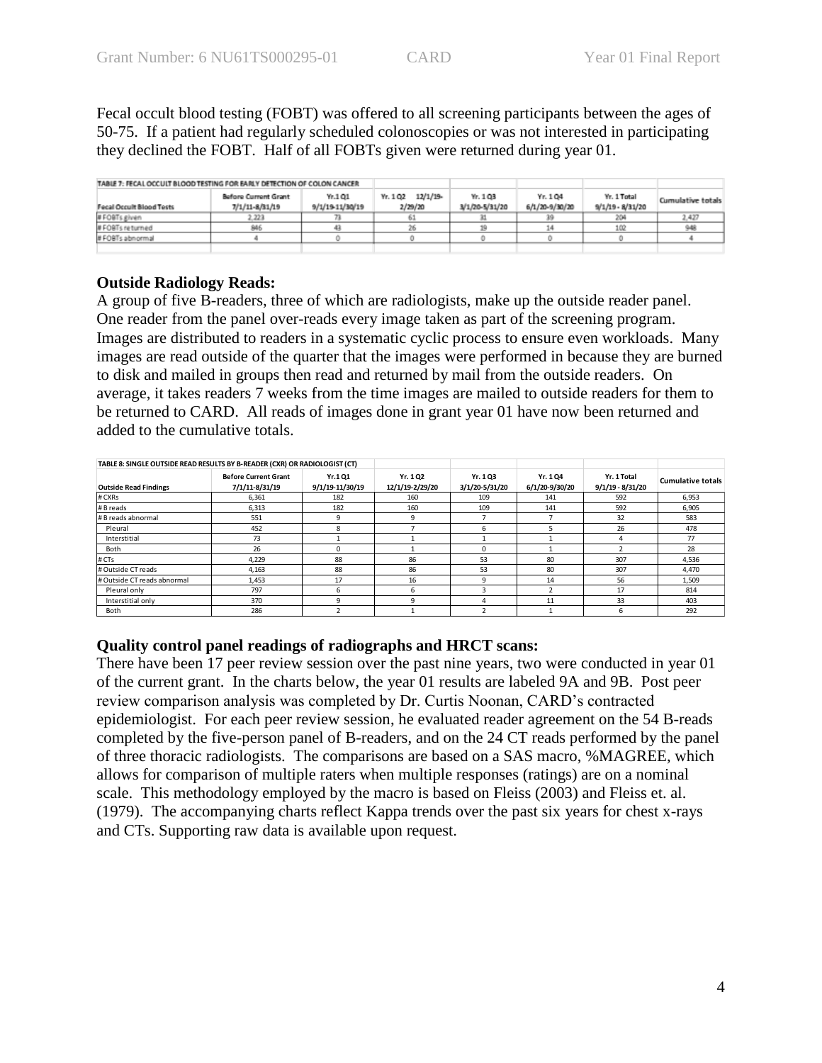Fecal occult blood testing (FOBT) was offered to all screening participants between the ages of 50-75. If a patient had regularly scheduled colonoscopies or was not interested in participating they declined the FOBT. Half of all FOBTs given were returned during year 01.

| TABLE 7: FECAL OCCULT BLOOD TESTING FOR EARLY DETECTION OF COLON CANCER | | | | | | | |
|---|---|---|---|---|---|---|---|
| Fecal Occult Blood Tests | Before Current Grant 7/1/11-8/31/19 | Yr.1 Q1 9/1/19-11/30/19 | Yr. 1 Q2 12/1/19-2/29/20 | Yr. 1 Q3 3/1/20-5/31/20 | Yr. 1 Q4 6/1/20-9/30/20 | Yr. 1 Total 9/1/19 - 8/31/20 | Cumulative totals |
| # FOBTs given | 2,223 | 73 | 61 | 31 | 39 | 204 | 2,427 |
| # FOBTs returned | 846 | 43 | 26 | 19 | 14 | 102 | 948 |
| # FOBTs abnormal | 4 | 0 | 0 | 0 | 0 | 0 | 4 |

### Outside Radiology Reads:

A group of five B-readers, three of which are radiologists, make up the outside reader panel. One reader from the panel over-reads every image taken as part of the screening program. Images are distributed to readers in a systematic cyclic process to ensure even workloads. Many images are read outside of the quarter that the images were performed in because they are burned to disk and mailed in groups then read and returned by mail from the outside readers. On average, it takes readers 7 weeks from the time images are mailed to outside readers for them to be returned to CARD. All reads of images done in grant year 01 have now been returned and added to the cumulative totals.

| TABLE 8: SINGLE OUTSIDE READ RESULTS BY B-READER (CXR) OR RADIOLOGIST (CT) | | | | | | | |
|---|---|---|---|---|---|---|---|
| Outside Read Findings | Before Current Grant 7/1/11-8/31/19 | Yr.1 Q1 9/1/19-11/30/19 | Yr. 1 Q2 12/1/19-2/29/20 | Yr. 1 Q3 3/1/20-5/31/20 | Yr. 1 Q4 6/1/20-9/30/20 | Yr. 1 Total 9/1/19 - 8/31/20 | Cumulative totals |
| # CXRs | 6,361 | 182 | 160 | 109 | 141 | 592 | 6,953 |
| # B reads | 6,313 | 182 | 160 | 109 | 141 | 592 | 6,905 |
| # B reads abnormal | 551 | 9 | 9 | 7 | 7 | 32 | 583 |
| Pleural | 452 | 8 | 7 | 6 | 5 | 26 | 478 |
| Interstitial | 73 | 1 | 1 | 1 | 1 | 4 | 77 |
| Both | 26 | 0 | 1 | 0 | 1 | 2 | 28 |
| # CTs | 4,229 | 88 | 86 | 53 | 80 | 307 | 4,536 |
| # Outside CT reads | 4,163 | 88 | 86 | 53 | 80 | 307 | 4,470 |
| # Outside CT reads abnormal | 1,453 | 17 | 16 | 9 | 14 | 56 | 1,509 |
| Pleural only | 797 | 6 | 6 | 3 | 2 | 17 | 814 |
| Interstitial only | 370 | 9 | 9 | 4 | 11 | 33 | 403 |
| Both | 286 | 2 | 1 | 2 | 1 | 6 | 292 |

### Quality control panel readings of radiographs and HRCT scans:

There have been 17 peer review session over the past nine years, two were conducted in year 01 of the current grant. In the charts below, the year 01 results are labeled 9A and 9B. Post peer review comparison analysis was completed by Dr. Curtis Noonan, CARD's contracted epidemiologist. For each peer review session, he evaluated reader agreement on the 54 B-reads completed by the five-person panel of B-readers, and on the 24 CT reads performed by the panel of three thoracic radiologists. The comparisons are based on a SAS macro, %MAGREE, which allows for comparison of multiple raters when multiple responses (ratings) are on a nominal scale. This methodology employed by the macro is based on Fleiss (2003) and Fleiss et. al. (1979). The accompanying charts reflect Kappa trends over the past six years for chest x-rays and CTs. Supporting raw data is available upon request.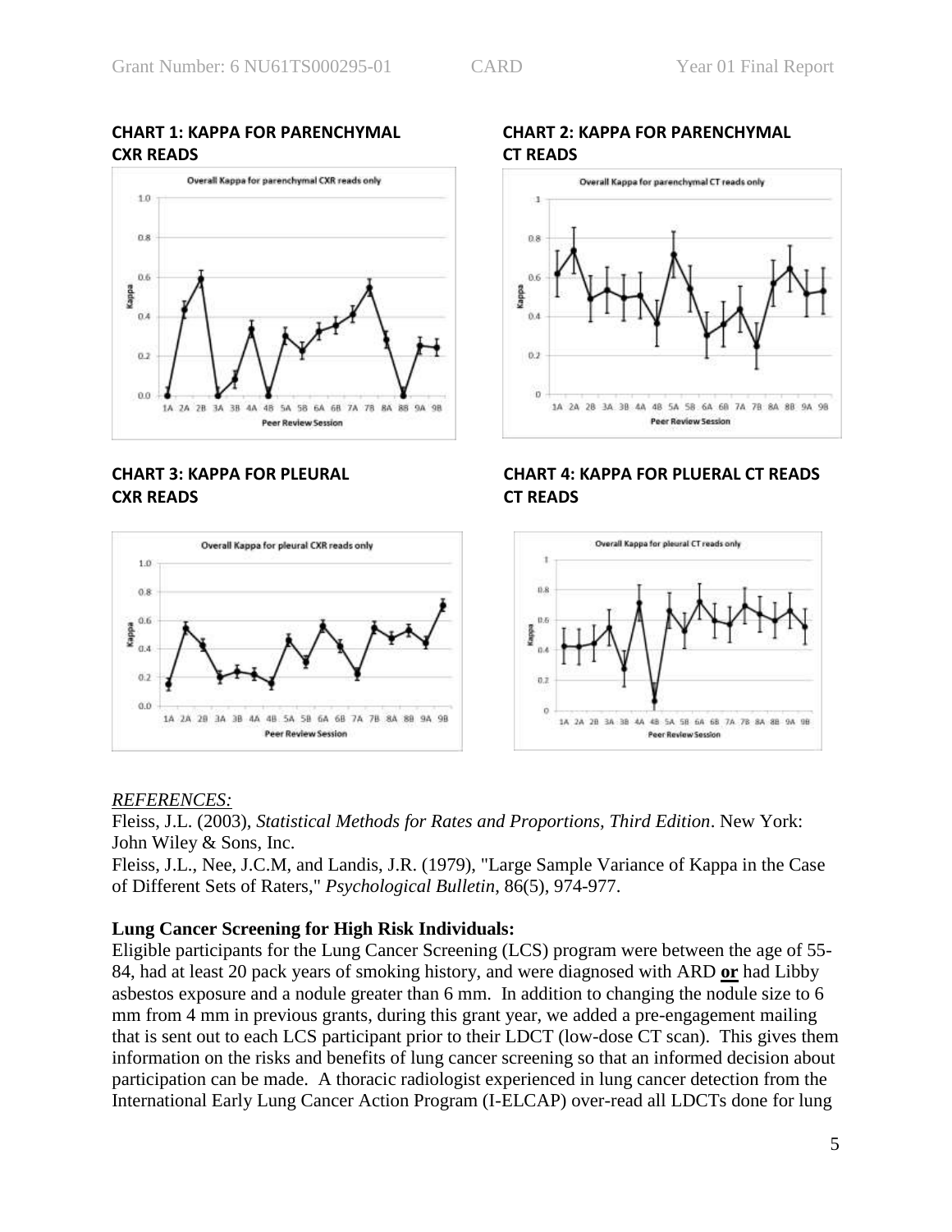**CHART 1: KAPPA FOR PARENCHYMAL CXR READS**

**CHART 2: KAPPA FOR PARENCHYMAL CT READS**

**CHART 3: KAPPA FOR PLEURAL CXR READS**

**CHART 4: KAPPA FOR PLUERAL CT READS CT READS**

*REFERENCES:*

Fleiss, J.L. (2003), *Statistical Methods for Rates and Proportions, Third Edition*. New York: John Wiley & Sons, Inc.

Fleiss, J.L., Nee, J.C.M, and Landis, J.R. (1979), "Large Sample Variance of Kappa in the Case of Different Sets of Raters," *Psychological Bulletin*, 86(5), 974-977.

**Lung Cancer Screening for High Risk Individuals:**

Eligible participants for the Lung Cancer Screening (LCS) program were between the age of 55-84, had at least 20 pack years of smoking history, and were diagnosed with ARD **or** had Libby asbestos exposure and a nodule greater than 6 mm. In addition to changing the nodule size to 6 mm from 4 mm in previous grants, during this grant year, we added a pre-engagement mailing that is sent out to each LCS participant prior to their LDCT (low-dose CT scan). This gives them information on the risks and benefits of lung cancer screening so that an informed decision about participation can be made. A thoracic radiologist experienced in lung cancer detection from the International Early Lung Cancer Action Program (I-ELCAP) over-read all LDCTs done for lung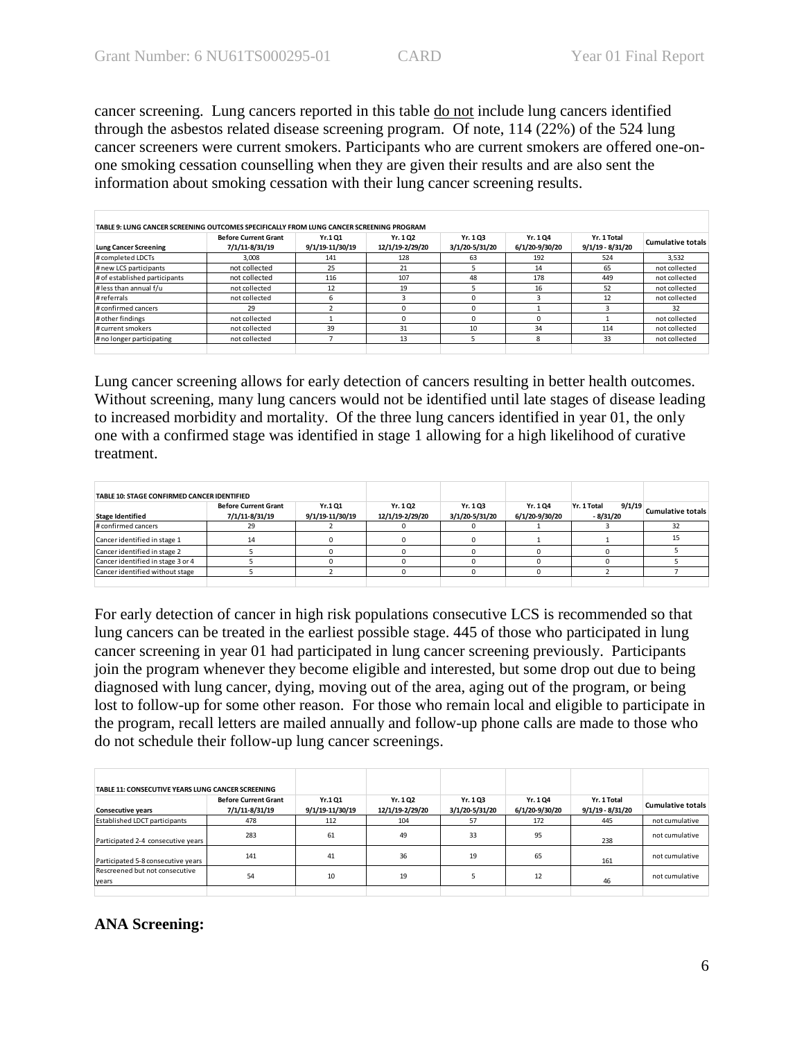cancer screening. Lung cancers reported in this table do not include lung cancers identified through the asbestos related disease screening program. Of note, 114 (22%) of the 524 lung cancer screeners were current smokers. Participants who are current smokers are offered one-on-one smoking cessation counselling when they are given their results and are also sent the information about smoking cessation with their lung cancer screening results.

TABLE 9: LUNG CANCER SCREENING OUTCOMES SPECIFICALLY FROM LUNG CANCER SCREENING PROGRAM

| Lung Cancer Screening | Before Current Grant 7/1/11-8/31/19 | Yr.1 Q1 9/1/19-11/30/19 | Yr. 1 Q2 12/1/19-2/29/20 | Yr. 1 Q3 3/1/20-5/31/20 | Yr. 1 Q4 6/1/20-9/30/20 | Yr. 1 Total 9/1/19 - 8/31/20 | Cumulative totals |
|---|---|---|---|---|---|---|---|
| # completed LDCTs | 3,008 | 141 | 128 | 63 | 192 | 524 | 3,532 |
| # new LCS participants | not collected | 25 | 21 | 5 | 14 | 65 | not collected |
| # of established participants | not collected | 116 | 107 | 48 | 178 | 449 | not collected |
| # less than annual f/u | not collected | 12 | 19 | 5 | 16 | 52 | not collected |
| # referrals | not collected | 6 | 3 | 0 | 3 | 12 | not collected |
| # confirmed cancers | 29 | 2 | 0 | 0 | 1 | 3 | 32 |
| # other findings | not collected | 1 | 0 | 0 | 0 | 1 | not collected |
| # current smokers | not collected | 39 | 31 | 10 | 34 | 114 | not collected |
| # no longer participating | not collected | 7 | 13 | 5 | 8 | 33 | not collected |

Lung cancer screening allows for early detection of cancers resulting in better health outcomes. Without screening, many lung cancers would not be identified until late stages of disease leading to increased morbidity and mortality. Of the three lung cancers identified in year 01, the only one with a confirmed stage was identified in stage 1 allowing for a high likelihood of curative treatment.

TABLE 10: STAGE CONFIRMED CANCER IDENTIFIED

| Stage Identified | Before Current Grant 7/1/11-8/31/19 | Yr.1 Q1 9/1/19-11/30/19 | Yr. 1 Q2 12/1/19-2/29/20 | Yr. 1 Q3 3/1/20-5/31/20 | Yr. 1 Q4 6/1/20-9/30/20 | Yr. 1 Total 9/1/19 - 8/31/20 | Cumulative totals |
|---|---|---|---|---|---|---|---|
| # confirmed cancers | 29 | 2 | 0 | 0 | 1 | 3 | 32 |
| Cancer identified in stage 1 | 14 | 0 | 0 | 0 | 1 | 1 | 15 |
| Cancer identified in stage 2 | 5 | 0 | 0 | 0 | 0 | 0 | 5 |
| Cancer identified in stage 3 or 4 | 5 | 0 | 0 | 0 | 0 | 0 | 5 |
| Cancer identified without stage | 5 | 2 | 0 | 0 | 0 | 2 | 7 |

For early detection of cancer in high risk populations consecutive LCS is recommended so that lung cancers can be treated in the earliest possible stage. 445 of those who participated in lung cancer screening in year 01 had participated in lung cancer screening previously. Participants join the program whenever they become eligible and interested, but some drop out due to being diagnosed with lung cancer, dying, moving out of the area, aging out of the program, or being lost to follow-up for some other reason. For those who remain local and eligible to participate in the program, recall letters are mailed annually and follow-up phone calls are made to those who do not schedule their follow-up lung cancer screenings.

TABLE 11: CONSECUTIVE YEARS LUNG CANCER SCREENING

| Consecutive years | Before Current Grant 7/1/11-8/31/19 | Yr.1 Q1 9/1/19-11/30/19 | Yr. 1 Q2 12/1/19-2/29/20 | Yr. 1 Q3 3/1/20-5/31/20 | Yr. 1 Q4 6/1/20-9/30/20 | Yr. 1 Total 9/1/19 - 8/31/20 | Cumulative totals |
|---|---|---|---|---|---|---|---|
| Established LDCT participants | 478 | 112 | 104 | 57 | 172 | 445 | not cumulative |
| Participated 2-4 consecutive years | 283 | 61 | 49 | 33 | 95 | 238 | not cumulative |
| Participated 5-8 consecutive years | 141 | 41 | 36 | 19 | 65 | 161 | not cumulative |
| Rescreened but not consecutive years | 54 | 10 | 19 | 5 | 12 | 46 | not cumulative |

**ANA Screening:**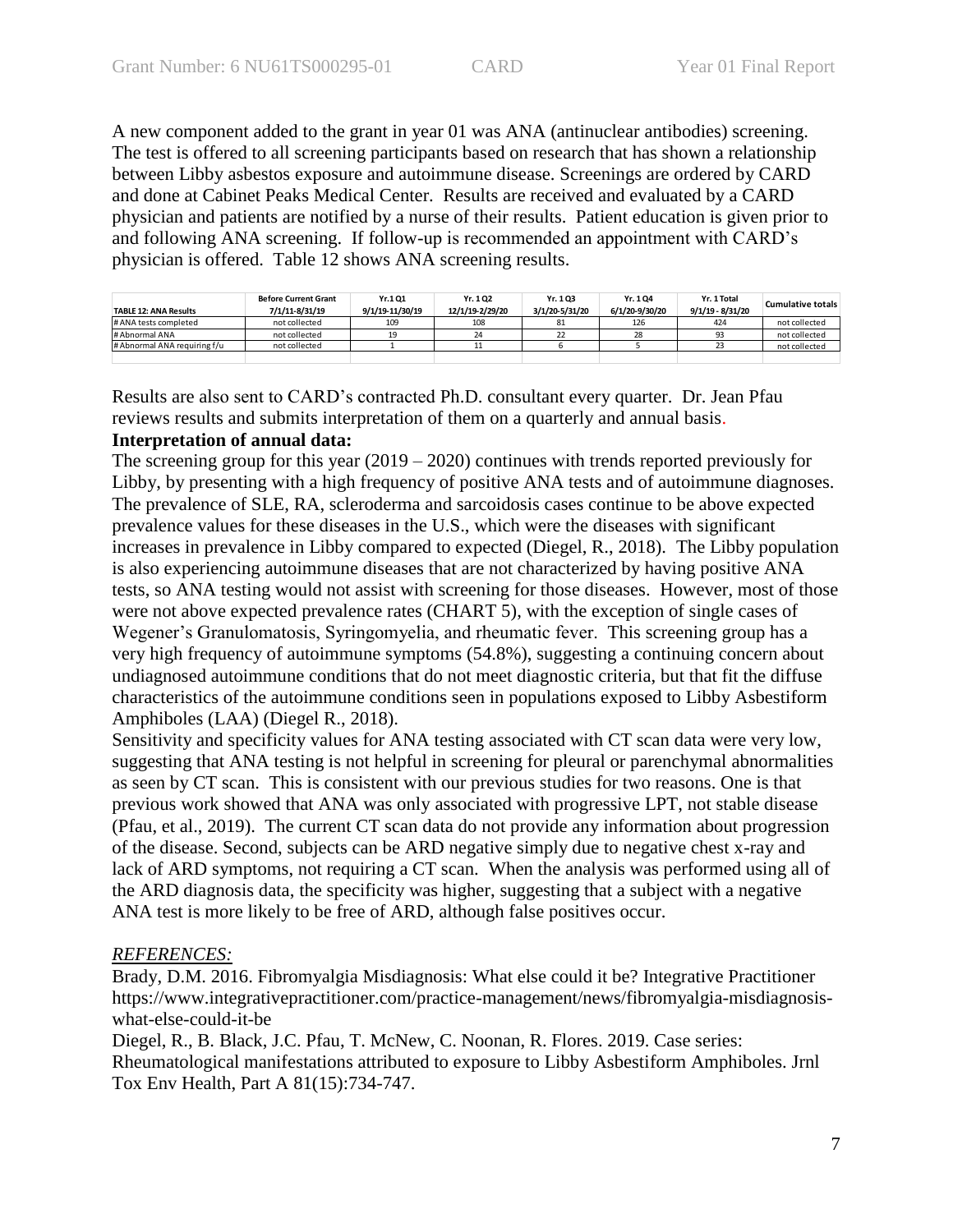A new component added to the grant in year 01 was ANA (antinuclear antibodies) screening. The test is offered to all screening participants based on research that has shown a relationship between Libby asbestos exposure and autoimmune disease. Screenings are ordered by CARD and done at Cabinet Peaks Medical Center. Results are received and evaluated by a CARD physician and patients are notified by a nurse of their results. Patient education is given prior to and following ANA screening. If follow-up is recommended an appointment with CARD's physician is offered. Table 12 shows ANA screening results.

| TABLE 12: ANA Results | Before Current Grant 7/1/11-8/31/19 | Yr.1 Q1 9/1/19-11/30/19 | Yr. 1 Q2 12/1/19-2/29/20 | Yr. 1 Q3 3/1/20-5/31/20 | Yr. 1 Q4 6/1/20-9/30/20 | Yr. 1 Total 9/1/19 - 8/31/20 | Cumulative totals |
|---|---|---|---|---|---|---|---|
| # ANA tests completed | not collected | 109 | 108 | 81 | 126 | 424 | not collected |
| # Abnormal ANA | not collected | 19 | 24 | 22 | 28 | 93 | not collected |
| # Abnormal ANA requiring f/u | not collected | 1 | 11 | 6 | 5 | 23 | not collected |

Results are also sent to CARD's contracted Ph.D. consultant every quarter. Dr. Jean Pfau reviews results and submits interpretation of them on a quarterly and annual basis.

**Interpretation of annual data:**

The screening group for this year (2019 – 2020) continues with trends reported previously for Libby, by presenting with a high frequency of positive ANA tests and of autoimmune diagnoses. The prevalence of SLE, RA, scleroderma and sarcoidosis cases continue to be above expected prevalence values for these diseases in the U.S., which were the diseases with significant increases in prevalence in Libby compared to expected (Diegel, R., 2018). The Libby population is also experiencing autoimmune diseases that are not characterized by having positive ANA tests, so ANA testing would not assist with screening for those diseases. However, most of those were not above expected prevalence rates (CHART 5), with the exception of single cases of Wegener's Granulomatosis, Syringomyelia, and rheumatic fever. This screening group has a very high frequency of autoimmune symptoms (54.8%), suggesting a continuing concern about undiagnosed autoimmune conditions that do not meet diagnostic criteria, but that fit the diffuse characteristics of the autoimmune conditions seen in populations exposed to Libby Asbestiform Amphiboles (LAA) (Diegel R., 2018).

Sensitivity and specificity values for ANA testing associated with CT scan data were very low, suggesting that ANA testing is not helpful in screening for pleural or parenchymal abnormalities as seen by CT scan. This is consistent with our previous studies for two reasons. One is that previous work showed that ANA was only associated with progressive LPT, not stable disease (Pfau, et al., 2019). The current CT scan data do not provide any information about progression of the disease. Second, subjects can be ARD negative simply due to negative chest x-ray and lack of ARD symptoms, not requiring a CT scan. When the analysis was performed using all of the ARD diagnosis data, the specificity was higher, suggesting that a subject with a negative ANA test is more likely to be free of ARD, although false positives occur.

*REFERENCES:*

Brady, D.M. 2016. Fibromyalgia Misdiagnosis: What else could it be? Integrative Practitioner https://www.integrativepractitioner.com/practice-management/news/fibromyalgia-misdiagnosis-what-else-could-it-be

Diegel, R., B. Black, J.C. Pfau, T. McNew, C. Noonan, R. Flores. 2019. Case series: Rheumatological manifestations attributed to exposure to Libby Asbestiform Amphiboles. Jrnl Tox Env Health, Part A 81(15):734-747.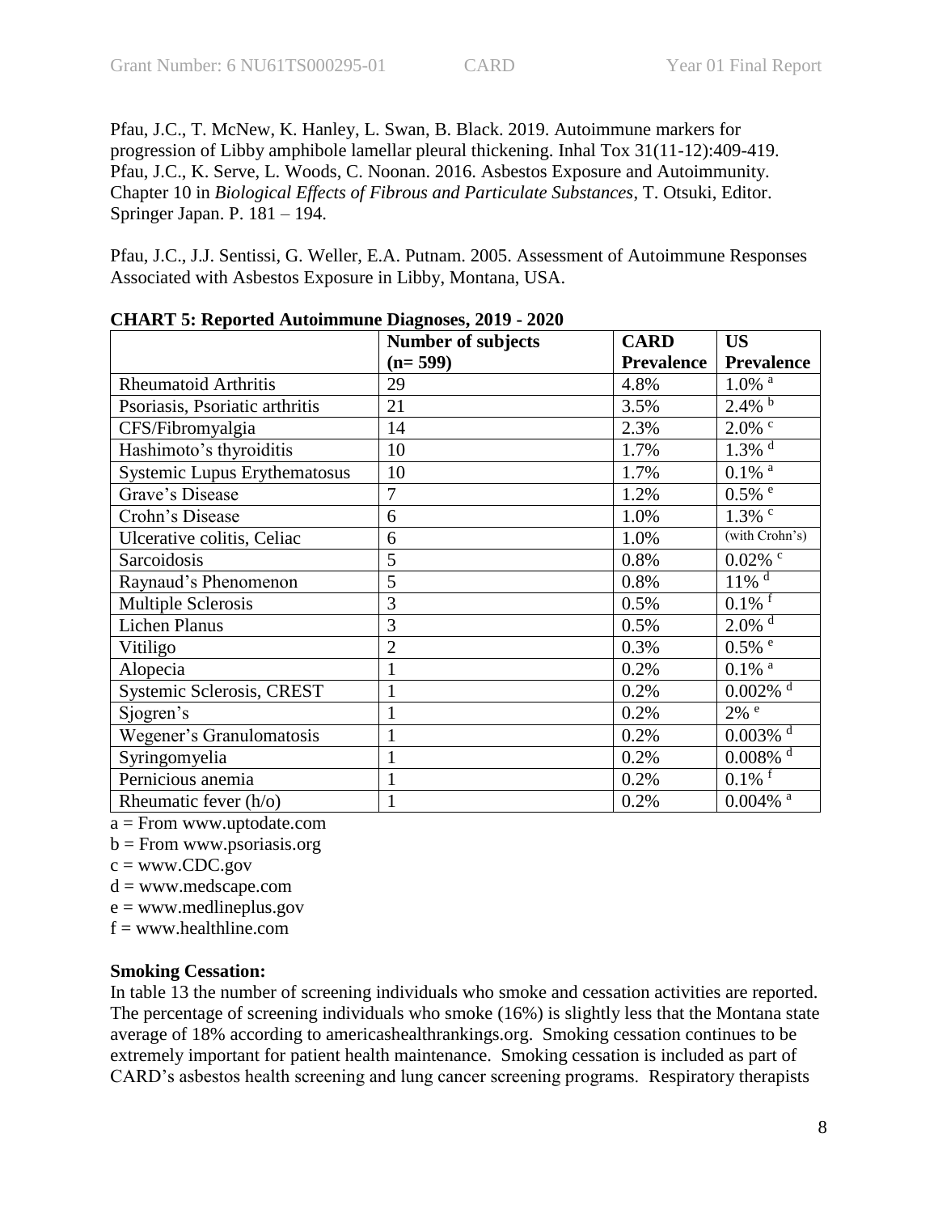Pfau, J.C., T. McNew, K. Hanley, L. Swan, B. Black. 2019. Autoimmune markers for progression of Libby amphibole lamellar pleural thickening. Inhal Tox 31(11-12):409-419.
Pfau, J.C., K. Serve, L. Woods, C. Noonan. 2016. Asbestos Exposure and Autoimmunity. Chapter 10 in *Biological Effects of Fibrous and Particulate Substances*, T. Otsuki, Editor. Springer Japan. P. 181 – 194.

Pfau, J.C., J.J. Sentissi, G. Weller, E.A. Putnam. 2005. Assessment of Autoimmune Responses Associated with Asbestos Exposure in Libby, Montana, USA.

**CHART 5: Reported Autoimmune Diagnoses, 2019 - 2020**

| | Number of subjects (n= 599) | CARD Prevalence | US Prevalence |
|---|---|---|---|
| Rheumatoid Arthritis | 29 | 4.8% | 1.0% [a] |
| Psoriasis, Psoriatic arthritis | 21 | 3.5% | 2.4% [b] |
| CFS/Fibromyalgia | 14 | 2.3% | 2.0% [c] |
| Hashimoto's thyroiditis | 10 | 1.7% | 1.3% [d] |
| Systemic Lupus Erythematosus | 10 | 1.7% | 0.1% [a] |
| Grave's Disease | 7 | 1.2% | 0.5% [e] |
| Crohn's Disease | 6 | 1.0% | 1.3% [c] |
| Ulcerative colitis, Celiac | 6 | 1.0% | (with Crohn's) |
| Sarcoidosis | 5 | 0.8% | 0.02% [c] |
| Raynaud's Phenomenon | 5 | 0.8% | 11% [d] |
| Multiple Sclerosis | 3 | 0.5% | 0.1% [f] |
| Lichen Planus | 3 | 0.5% | 2.0% [d] |
| Vitiligo | 2 | 0.3% | 0.5% [e] |
| Alopecia | 1 | 0.2% | 0.1% [a] |
| Systemic Sclerosis, CREST | 1 | 0.2% | 0.002% [d] |
| Sjogren's | 1 | 0.2% | 2% [e] |
| Wegener's Granulomatosis | 1 | 0.2% | 0.003% [d] |
| Syringomyelia | 1 | 0.2% | 0.008% [d] |
| Pernicious anemia | 1 | 0.2% | 0.1% [f] |
| Rheumatic fever (h/o) | 1 | 0.2% | 0.004% [a] |

a = From www.uptodate.com
b = From www.psoriasis.org
c = www.CDC.gov
d = www.medscape.com
e = www.medlineplus.gov
f = www.healthline.com

**Smoking Cessation:**
In table 13 the number of screening individuals who smoke and cessation activities are reported. The percentage of screening individuals who smoke (16%) is slightly less that the Montana state average of 18% according to americashealthrankings.org. Smoking cessation continues to be extremely important for patient health maintenance. Smoking cessation is included as part of CARD's asbestos health screening and lung cancer screening programs. Respiratory therapists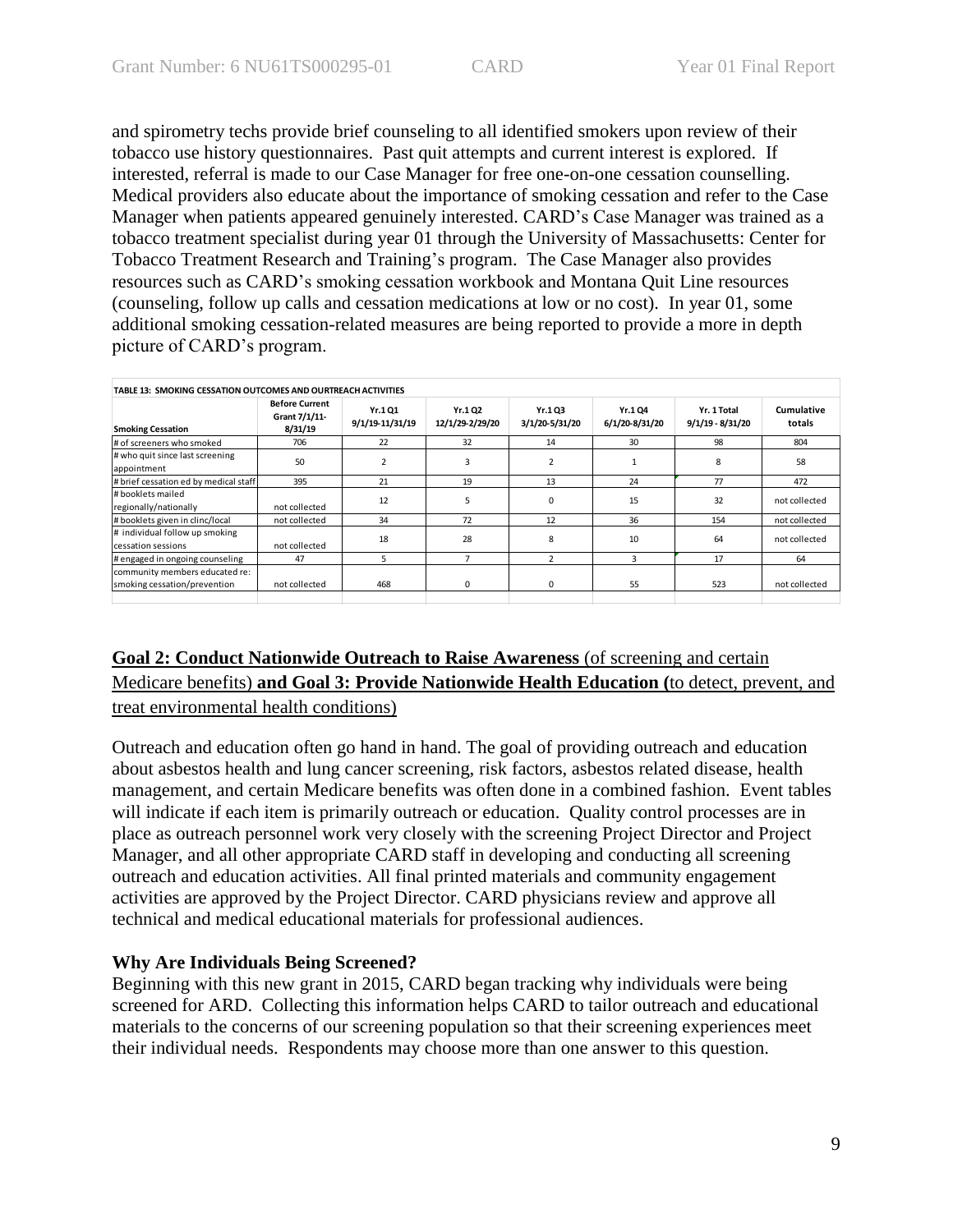and spirometry techs provide brief counseling to all identified smokers upon review of their tobacco use history questionnaires. Past quit attempts and current interest is explored. If interested, referral is made to our Case Manager for free one-on-one cessation counselling. Medical providers also educate about the importance of smoking cessation and refer to the Case Manager when patients appeared genuinely interested. CARD's Case Manager was trained as a tobacco treatment specialist during year 01 through the University of Massachusetts: Center for Tobacco Treatment Research and Training's program. The Case Manager also provides resources such as CARD's smoking cessation workbook and Montana Quit Line resources (counseling, follow up calls and cessation medications at low or no cost). In year 01, some additional smoking cessation-related measures are being reported to provide a more in depth picture of CARD's program.

**TABLE 13: SMOKING CESSATION OUTCOMES AND OURTREACH ACTIVITIES**

| Smoking Cessation | Before Current Grant 7/1/11-8/31/19 | Yr.1 Q1 9/1/19-11/31/19 | Yr.1 Q2 12/1/29-2/29/20 | Yr.1 Q3 3/1/20-5/31/20 | Yr.1 Q4 6/1/20-8/31/20 | Yr. 1 Total 9/1/19 - 8/31/20 | Cumulative totals |
|---|---|---|---|---|---|---|---|
| # of screeners who smoked | 706 | 22 | 32 | 14 | 30 | 98 | 804 |
| # who quit since last screening appointment | 50 | 2 | 3 | 2 | 1 | 8 | 58 |
| # brief cessation ed by medical staff | 395 | 21 | 19 | 13 | 24 | 77 | 472 |
| # booklets mailed regionally/nationally | not collected | 12 | 5 | 0 | 15 | 32 | not collected |
| # booklets given in clinc/local | not collected | 34 | 72 | 12 | 36 | 154 | not collected |
| # individual follow up smoking cessation sessions | not collected | 18 | 28 | 8 | 10 | 64 | not collected |
| # engaged in ongoing counseling | 47 | 5 | 7 | 2 | 3 | 17 | 64 |
| community members educated re: smoking cessation/prevention | not collected | 468 | 0 | 0 | 55 | 523 | not collected |

## Goal 2: Conduct Nationwide Outreach to Raise Awareness (of screening and certain Medicare benefits) and Goal 3: Provide Nationwide Health Education (to detect, prevent, and treat environmental health conditions)

Outreach and education often go hand in hand. The goal of providing outreach and education about asbestos health and lung cancer screening, risk factors, asbestos related disease, health management, and certain Medicare benefits was often done in a combined fashion. Event tables will indicate if each item is primarily outreach or education. Quality control processes are in place as outreach personnel work very closely with the screening Project Director and Project Manager, and all other appropriate CARD staff in developing and conducting all screening outreach and education activities. All final printed materials and community engagement activities are approved by the Project Director. CARD physicians review and approve all technical and medical educational materials for professional audiences.

### Why Are Individuals Being Screened?

Beginning with this new grant in 2015, CARD began tracking why individuals were being screened for ARD. Collecting this information helps CARD to tailor outreach and educational materials to the concerns of our screening population so that their screening experiences meet their individual needs. Respondents may choose more than one answer to this question.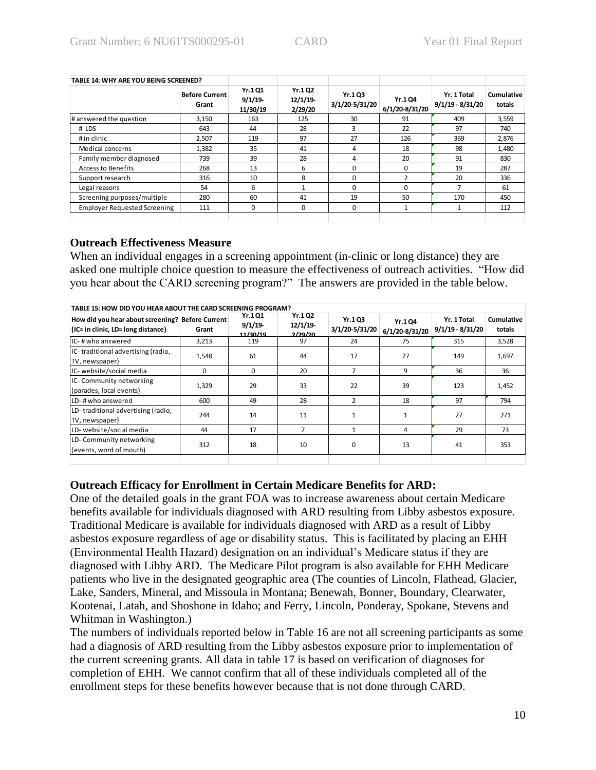| TABLE 14: WHY ARE YOU BEING SCREENED? | | | | | | | |
|---|---|---|---|---|---|---|---|
| | Before Current Grant | Yr.1 Q1 9/1/19-11/30/19 | Yr.1 Q2 12/1/19-2/29/20 | Yr.1 Q3 3/1/20-5/31/20 | Yr.1 Q4 6/1/20-8/31/20 | Yr. 1 Total 9/1/19 - 8/31/20 | Cumulative totals |
| # answered the question | 3,150 | 163 | 125 | 30 | 91 | 409 | 3,559 |
| # LDS | 643 | 44 | 28 | 3 | 22 | 97 | 740 |
| # in clinic | 2,507 | 119 | 97 | 27 | 126 | 369 | 2,876 |
| Medical concerns | 1,382 | 35 | 41 | 4 | 18 | 98 | 1,480 |
| Family member diagnosed | 739 | 39 | 28 | 4 | 20 | 91 | 830 |
| Access to Benefits | 268 | 13 | 6 | 0 | 0 | 19 | 287 |
| Support research | 316 | 10 | 8 | 0 | 2 | 20 | 336 |
| Legal reasons | 54 | 6 | 1 | 0 | 0 | 7 | 61 |
| Screening purposes/multiple | 280 | 60 | 41 | 19 | 50 | 170 | 450 |
| Employer Requested Screening | 111 | 0 | 0 | 0 | 1 | 1 | 112 |

### Outreach Effectiveness Measure

When an individual engages in a screening appointment (in-clinic or long distance) they are asked one multiple choice question to measure the effectiveness of outreach activities. "How did you hear about the CARD screening program?" The answers are provided in the table below.

| TABLE 15: HOW DID YOU HEAR ABOUT THE CARD SCREENING PROGRAM? | | | | | | | |
|---|---|---|---|---|---|---|---|
| How did you hear about screening? (IC= in clinic, LD= long distance) | Before Current Grant | Yr.1 Q1 9/1/19-11/30/19 | Yr.1 Q2 12/1/19-2/29/20 | Yr.1 Q3 3/1/20-5/31/20 | Yr.1 Q4 6/1/20-8/31/20 | Yr. 1 Total 9/1/19 - 8/31/20 | Cumulative totals |
| IC- # who answered | 3,213 | 119 | 97 | 24 | 75 | 315 | 3,528 |
| IC- traditional advertising (radio, TV, newspaper) | 1,548 | 61 | 44 | 17 | 27 | 149 | 1,697 |
| IC- website/social media | 0 | 0 | 20 | 7 | 9 | 36 | 36 |
| IC- Community networking (parades, local events) | 1,329 | 29 | 33 | 22 | 39 | 123 | 1,452 |
| LD- # who answered | 600 | 49 | 28 | 2 | 18 | 97 | 794 |
| LD- traditional advertising (radio, TV, newspaper) | 244 | 14 | 11 | 1 | 1 | 27 | 271 |
| LD- website/social media | 44 | 17 | 7 | 1 | 4 | 29 | 73 |
| LD- Community networking (events, word of mouth) | 312 | 18 | 10 | 0 | 13 | 41 | 353 |

### Outreach Efficacy for Enrollment in Certain Medicare Benefits for ARD:

One of the detailed goals in the grant FOA was to increase awareness about certain Medicare benefits available for individuals diagnosed with ARD resulting from Libby asbestos exposure. Traditional Medicare is available for individuals diagnosed with ARD as a result of Libby asbestos exposure regardless of age or disability status. This is facilitated by placing an EHH (Environmental Health Hazard) designation on an individual's Medicare status if they are diagnosed with Libby ARD. The Medicare Pilot program is also available for EHH Medicare patients who live in the designated geographic area (The counties of Lincoln, Flathead, Glacier, Lake, Sanders, Mineral, and Missoula in Montana; Benewah, Bonner, Boundary, Clearwater, Kootenai, Latah, and Shoshone in Idaho; and Ferry, Lincoln, Ponderay, Spokane, Stevens and Whitman in Washington.)

The numbers of individuals reported below in Table 16 are not all screening participants as some had a diagnosis of ARD resulting from the Libby asbestos exposure prior to implementation of the current screening grants. All data in table 17 is based on verification of diagnoses for completion of EHH. We cannot confirm that all of these individuals completed all of the enrollment steps for these benefits however because that is not done through CARD.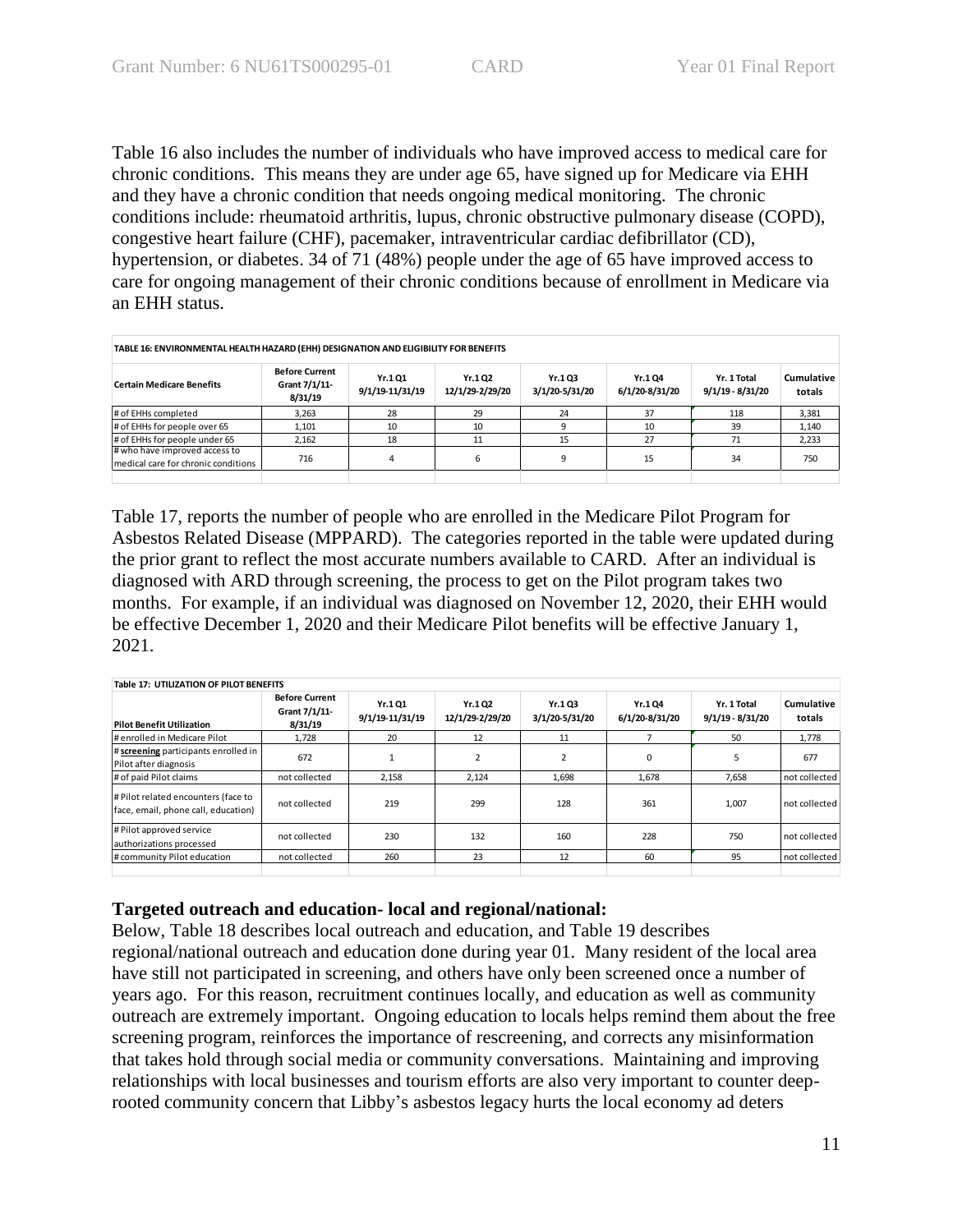Table 16 also includes the number of individuals who have improved access to medical care for chronic conditions. This means they are under age 65, have signed up for Medicare via EHH and they have a chronic condition that needs ongoing medical monitoring. The chronic conditions include: rheumatoid arthritis, lupus, chronic obstructive pulmonary disease (COPD), congestive heart failure (CHF), pacemaker, intraventricular cardiac defibrillator (CD), hypertension, or diabetes. 34 of 71 (48%) people under the age of 65 have improved access to care for ongoing management of their chronic conditions because of enrollment in Medicare via an EHH status.

**TABLE 16: ENVIRONMENTAL HEALTH HAZARD (EHH) DESIGNATION AND ELIGIBILITY FOR BENEFITS**

| Certain Medicare Benefits | Before Current Grant 7/1/11-8/31/19 | Yr.1 Q1 9/1/19-11/31/19 | Yr.1 Q2 12/1/29-2/29/20 | Yr.1 Q3 3/1/20-5/31/20 | Yr.1 Q4 6/1/20-8/31/20 | Yr. 1 Total 9/1/19 - 8/31/20 | Cumulative totals |
|---|---|---|---|---|---|---|---|
| # of EHHs completed | 3,263 | 28 | 29 | 24 | 37 | 118 | 3,381 |
| # of EHHs for people over 65 | 1,101 | 10 | 10 | 9 | 10 | 39 | 1,140 |
| # of EHHs for people under 65 | 2,162 | 18 | 11 | 15 | 27 | 71 | 2,233 |
| # who have improved access to medical care for chronic conditions | 716 | 4 | 6 | 9 | 15 | 34 | 750 |

Table 17, reports the number of people who are enrolled in the Medicare Pilot Program for Asbestos Related Disease (MPPARD). The categories reported in the table were updated during the prior grant to reflect the most accurate numbers available to CARD. After an individual is diagnosed with ARD through screening, the process to get on the Pilot program takes two months. For example, if an individual was diagnosed on November 12, 2020, their EHH would be effective December 1, 2020 and their Medicare Pilot benefits will be effective January 1, 2021.

**Table 17: UTILIZATION OF PILOT BENEFITS**

| Pilot Benefit Utilization | Before Current Grant 7/1/11-8/31/19 | Yr.1 Q1 9/1/19-11/31/19 | Yr.1 Q2 12/1/29-2/29/20 | Yr.1 Q3 3/1/20-5/31/20 | Yr.1 Q4 6/1/20-8/31/20 | Yr. 1 Total 9/1/19 - 8/31/20 | Cumulative totals |
|---|---|---|---|---|---|---|---|
| # enrolled in Medicare Pilot | 1,728 | 20 | 12 | 11 | 7 | 50 | 1,778 |
| # **screening** participants enrolled in Pilot after diagnosis | 672 | 1 | 2 | 2 | 0 | 5 | 677 |
| # of paid Pilot claims | not collected | 2,158 | 2,124 | 1,698 | 1,678 | 7,658 | not collected |
| # Pilot related encounters (face to face, email, phone call, education) | not collected | 219 | 299 | 128 | 361 | 1,007 | not collected |
| # Pilot approved service authorizations processed | not collected | 230 | 132 | 160 | 228 | 750 | not collected |
| # community Pilot education | not collected | 260 | 23 | 12 | 60 | 95 | not collected |

### Targeted outreach and education- local and regional/national:

Below, Table 18 describes local outreach and education, and Table 19 describes regional/national outreach and education done during year 01. Many resident of the local area have still not participated in screening, and others have only been screened once a number of years ago. For this reason, recruitment continues locally, and education as well as community outreach are extremely important. Ongoing education to locals helps remind them about the free screening program, reinforces the importance of rescreening, and corrects any misinformation that takes hold through social media or community conversations. Maintaining and improving relationships with local businesses and tourism efforts are also very important to counter deep-rooted community concern that Libby's asbestos legacy hurts the local economy ad deters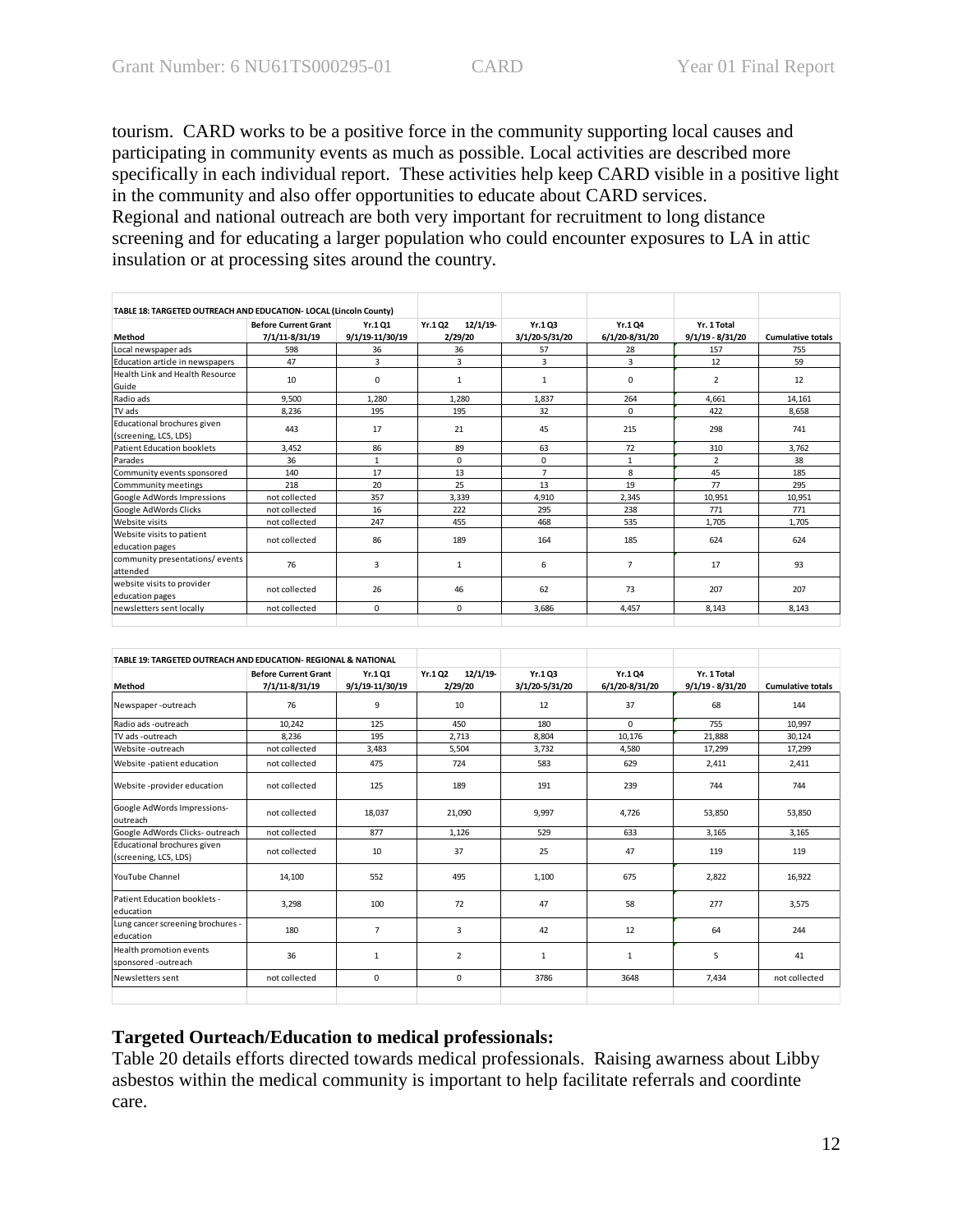tourism. CARD works to be a positive force in the community supporting local causes and participating in community events as much as possible. Local activities are described more specifically in each individual report. These activities help keep CARD visible in a positive light in the community and also offer opportunities to educate about CARD services.
Regional and national outreach are both very important for recruitment to long distance screening and for educating a larger population who could encounter exposures to LA in attic insulation or at processing sites around the country.

**TABLE 18: TARGETED OUTREACH AND EDUCATION- LOCAL (Lincoln County)**

| Method | Before Current Grant 7/1/11-8/31/19 | Yr.1 Q1 9/1/19-11/30/19 | Yr.1 Q2 12/1/19-2/29/20 | Yr.1 Q3 3/1/20-5/31/20 | Yr.1 Q4 6/1/20-8/31/20 | Yr. 1 Total 9/1/19 - 8/31/20 | Cumulative totals |
|---|---|---|---|---|---|---|---|
| Local newspaper ads | 598 | 36 | 36 | 57 | 28 | 157 | 755 |
| Education article in newspapers | 47 | 3 | 3 | 3 | 3 | 12 | 59 |
| Health Link and Health Resource Guide | 10 | 0 | 1 | 1 | 0 | 2 | 12 |
| Radio ads | 9,500 | 1,280 | 1,280 | 1,837 | 264 | 4,661 | 14,161 |
| TV ads | 8,236 | 195 | 195 | 32 | 0 | 422 | 8,658 |
| Educational brochures given (screening, LCS, LDS) | 443 | 17 | 21 | 45 | 215 | 298 | 741 |
| Patient Education booklets | 3,452 | 86 | 89 | 63 | 72 | 310 | 3,762 |
| Parades | 36 | 1 | 0 | 0 | 1 | 2 | 38 |
| Community events sponsored | 140 | 17 | 13 | 7 | 8 | 45 | 185 |
| Commmunity meetings | 218 | 20 | 25 | 13 | 19 | 77 | 295 |
| Google AdWords Impressions | not collected | 357 | 3,339 | 4,910 | 2,345 | 10,951 | 10,951 |
| Google AdWords Clicks | not collected | 16 | 222 | 295 | 238 | 771 | 771 |
| Website visits | not collected | 247 | 455 | 468 | 535 | 1,705 | 1,705 |
| Website visits to patient education pages | not collected | 86 | 189 | 164 | 185 | 624 | 624 |
| community presentations/ events attended | 76 | 3 | 1 | 6 | 7 | 17 | 93 |
| website visits to provider education pages | not collected | 26 | 46 | 62 | 73 | 207 | 207 |
| newsletters sent locally | not collected | 0 | 0 | 3,686 | 4,457 | 8,143 | 8,143 |

**TABLE 19: TARGETED OUTREACH AND EDUCATION- REGIONAL & NATIONAL**

| Method | Before Current Grant 7/1/11-8/31/19 | Yr.1 Q1 9/1/19-11/30/19 | Yr.1 Q2 12/1/19-2/29/20 | Yr.1 Q3 3/1/20-5/31/20 | Yr.1 Q4 6/1/20-8/31/20 | Yr. 1 Total 9/1/19 - 8/31/20 | Cumulative totals |
|---|---|---|---|---|---|---|---|
| Newspaper -outreach | 76 | 9 | 10 | 12 | 37 | 68 | 144 |
| Radio ads -outreach | 10,242 | 125 | 450 | 180 | 0 | 755 | 10,997 |
| TV ads -outreach | 8,236 | 195 | 2,713 | 8,804 | 10,176 | 21,888 | 30,124 |
| Website -outreach | not collected | 3,483 | 5,504 | 3,732 | 4,580 | 17,299 | 17,299 |
| Website -patient education | not collected | 475 | 724 | 583 | 629 | 2,411 | 2,411 |
| Website -provider education | not collected | 125 | 189 | 191 | 239 | 744 | 744 |
| Google AdWords Impressions-outreach | not collected | 18,037 | 21,090 | 9,997 | 4,726 | 53,850 | 53,850 |
| Google AdWords Clicks- outreach | not collected | 877 | 1,126 | 529 | 633 | 3,165 | 3,165 |
| Educational brochures given (screening, LCS, LDS) | not collected | 10 | 37 | 25 | 47 | 119 | 119 |
| YouTube Channel | 14,100 | 552 | 495 | 1,100 | 675 | 2,822 | 16,922 |
| Patient Education booklets - education | 3,298 | 100 | 72 | 47 | 58 | 277 | 3,575 |
| Lung cancer screening brochures - education | 180 | 7 | 3 | 42 | 12 | 64 | 244 |
| Health promotion events sponsored -outreach | 36 | 1 | 2 | 1 | 1 | 5 | 41 |
| Newsletters sent | not collected | 0 | 0 | 3786 | 3648 | 7,434 | not collected |

### Targeted Ourteach/Education to medical professionals:

Table 20 details efforts directed towards medical professionals. Raising awarness about Libby asbestos within the medical community is important to help facilitate referrals and coordinte care.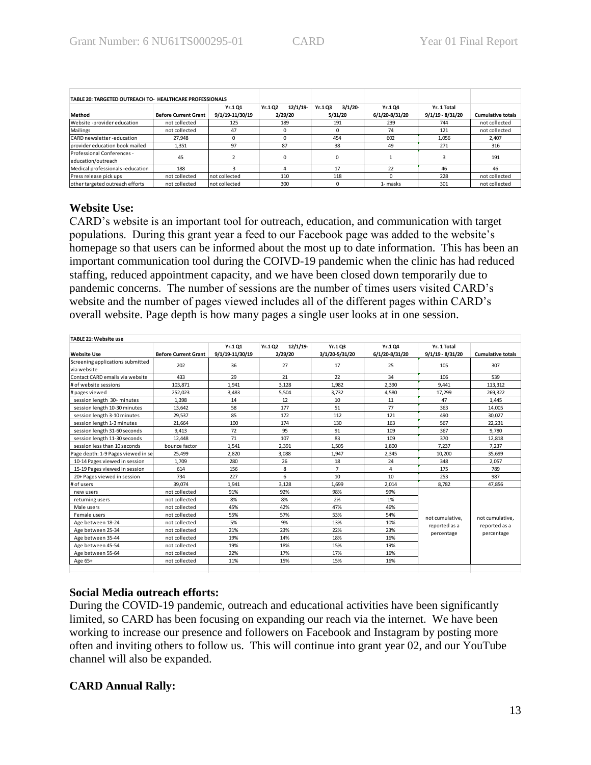| TABLE 20: TARGETED OUTREACH TO- HEALTHCARE PROFESSIONALS | | | | | | | |
|---|---|---|---|---|---|---|---|
| Method | Before Current Grant | Yr.1 Q1 9/1/19-11/30/19 | Yr.1 Q2 12/1/19-2/29/20 | Yr.1 Q3 3/1/20-5/31/20 | Yr.1 Q4 6/1/20-8/31/20 | Yr. 1 Total 9/1/19 - 8/31/20 | Cumulative totals |
| Website -provider education | not collected | 125 | 189 | 191 | 239 | 744 | not collected |
| Mailings | not collected | 47 | 0 | 0 | 74 | 121 | not collected |
| CARD newsletter -education | 27,948 | 0 | 0 | 454 | 602 | 1,056 | 2,407 |
| provider education book mailed | 1,351 | 97 | 87 | 38 | 49 | 271 | 316 |
| Professional Conferences - education/outreach | 45 | 2 | 0 | 0 | 1 | 3 | 191 |
| Medical professionals -education | 188 | 3 | 4 | 17 | 22 | 46 | 46 |
| Press release pick ups | not collected | not collected | 110 | 118 | 0 | 228 | not collected |
| other targeted outreach efforts | not collected | not collected | 300 | 0 | 1- masks | 301 | not collected |

## Website Use:

CARD's website is an important tool for outreach, education, and communication with target populations. During this grant year a feed to our Facebook page was added to the website's homepage so that users can be informed about the most up to date information. This has been an important communication tool during the COIVD-19 pandemic when the clinic has had reduced staffing, reduced appointment capacity, and we have been closed down temporarily due to pandemic concerns. The number of sessions are the number of times users visited CARD's website and the number of pages viewed includes all of the different pages within CARD's overall website. Page depth is how many pages a single user looks at in one session.

| TABLE 21: Website use | | | | | | | |
|---|---|---|---|---|---|---|---|
| Website Use | Before Current Grant | Yr.1 Q1 9/1/19-11/30/19 | Yr.1 Q2 12/1/19-2/29/20 | Yr.1 Q3 3/1/20-5/31/20 | Yr.1 Q4 6/1/20-8/31/20 | Yr. 1 Total 9/1/19 - 8/31/20 | Cumulative totals |
| Screening applications submitted via website | 202 | 36 | 27 | 17 | 25 | 105 | 307 |
| Contact CARD emails via website | 433 | 29 | 21 | 22 | 34 | 106 | 539 |
| # of website sessions | 103,871 | 1,941 | 3,128 | 1,982 | 2,390 | 9,441 | 113,312 |
| # pages viewed | 252,023 | 3,483 | 5,504 | 3,732 | 4,580 | 17,299 | 269,322 |
| session length 30+ minutes | 1,398 | 14 | 12 | 10 | 11 | 47 | 1,445 |
| session length 10-30 minutes | 13,642 | 58 | 177 | 51 | 77 | 363 | 14,005 |
| session length 3-10 minutes | 29,537 | 85 | 172 | 112 | 121 | 490 | 30,027 |
| session length 1-3 minutes | 21,664 | 100 | 174 | 130 | 163 | 567 | 22,231 |
| session length 31-60 seconds | 9,413 | 72 | 95 | 91 | 109 | 367 | 9,780 |
| session length 11-30 seconds | 12,448 | 71 | 107 | 83 | 109 | 370 | 12,818 |
| session less than 10 seconds | bounce factor | 1,541 | 2,391 | 1,505 | 1,800 | 7,237 | 7,237 |
| Page depth: 1-9 Pages viewed in se | 25,499 | 2,820 | 3,088 | 1,947 | 2,345 | 10,200 | 35,699 |
| 10-14 Pages viewed in session | 1,709 | 280 | 26 | 18 | 24 | 348 | 2,057 |
| 15-19 Pages viewed in session | 614 | 156 | 8 | 7 | 4 | 175 | 789 |
| 20+ Pages viewed in session | 734 | 227 | 6 | 10 | 10 | 253 | 987 |
| # of users | 39,074 | 1,941 | 3,128 | 1,699 | 2,014 | 8,782 | 47,856 |
| new users | not collected | 91% | 92% | 98% | 99% | not cumulative, reported as a percentage | not cumulative, reported as a percentage |
| returning users | not collected | 8% | 8% | 2% | 1% | | |
| Male users | not collected | 45% | 42% | 47% | 46% | | |
| Female users | not collected | 55% | 57% | 53% | 54% | | |
| Age between 18-24 | not collected | 5% | 9% | 13% | 10% | | |
| Age between 25-34 | not collected | 21% | 23% | 22% | 23% | | |
| Age between 35-44 | not collected | 19% | 14% | 18% | 16% | | |
| Age between 45-54 | not collected | 19% | 18% | 15% | 19% | | |
| Age between 55-64 | not collected | 22% | 17% | 17% | 16% | | |
| Age 65+ | not collected | 11% | 15% | 15% | 16% | | |

## Social Media outreach efforts:

During the COVID-19 pandemic, outreach and educational activities have been significantly limited, so CARD has been focusing on expanding our reach via the internet. We have been working to increase our presence and followers on Facebook and Instagram by posting more often and inviting others to follow us. This will continue into grant year 02, and our YouTube channel will also be expanded.

## CARD Annual Rally: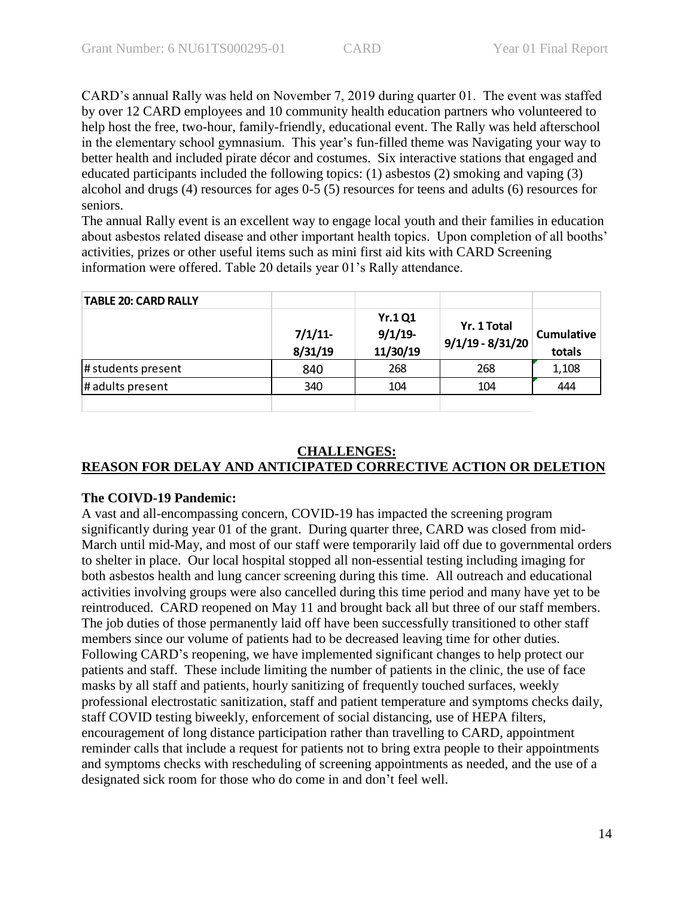CARD's annual Rally was held on November 7, 2019 during quarter 01. The event was staffed by over 12 CARD employees and 10 community health education partners who volunteered to help host the free, two-hour, family-friendly, educational event. The Rally was held afterschool in the elementary school gymnasium. This year's fun-filled theme was Navigating your way to better health and included pirate décor and costumes. Six interactive stations that engaged and educated participants included the following topics: (1) asbestos (2) smoking and vaping (3) alcohol and drugs (4) resources for ages 0-5 (5) resources for teens and adults (6) resources for seniors.

The annual Rally event is an excellent way to engage local youth and their families in education about asbestos related disease and other important health topics. Upon completion of all booths' activities, prizes or other useful items such as mini first aid kits with CARD Screening information were offered. Table 20 details year 01's Rally attendance.

| TABLE 20: CARD RALLY | | | | |
|---|---|---|---|---|
| | 7/1/11-8/31/19 | Yr.1 Q1 9/1/19-11/30/19 | Yr. 1 Total 9/1/19 - 8/31/20 | Cumulative totals |
| # students present | 840 | 268 | 268 | 1,108 |
| # adults present | 340 | 104 | 104 | 444 |

## CHALLENGES:
## REASON FOR DELAY AND ANTICIPATED CORRECTIVE ACTION OR DELETION

**The COIVD-19 Pandemic:**

A vast and all-encompassing concern, COVID-19 has impacted the screening program significantly during year 01 of the grant. During quarter three, CARD was closed from mid-March until mid-May, and most of our staff were temporarily laid off due to governmental orders to shelter in place. Our local hospital stopped all non-essential testing including imaging for both asbestos health and lung cancer screening during this time. All outreach and educational activities involving groups were also cancelled during this time period and many have yet to be reintroduced. CARD reopened on May 11 and brought back all but three of our staff members. The job duties of those permanently laid off have been successfully transitioned to other staff members since our volume of patients had to be decreased leaving time for other duties. Following CARD's reopening, we have implemented significant changes to help protect our patients and staff. These include limiting the number of patients in the clinic, the use of face masks by all staff and patients, hourly sanitizing of frequently touched surfaces, weekly professional electrostatic sanitization, staff and patient temperature and symptoms checks daily, staff COVID testing biweekly, enforcement of social distancing, use of HEPA filters, encouragement of long distance participation rather than travelling to CARD, appointment reminder calls that include a request for patients not to bring extra people to their appointments and symptoms checks with rescheduling of screening appointments as needed, and the use of a designated sick room for those who do come in and don't feel well.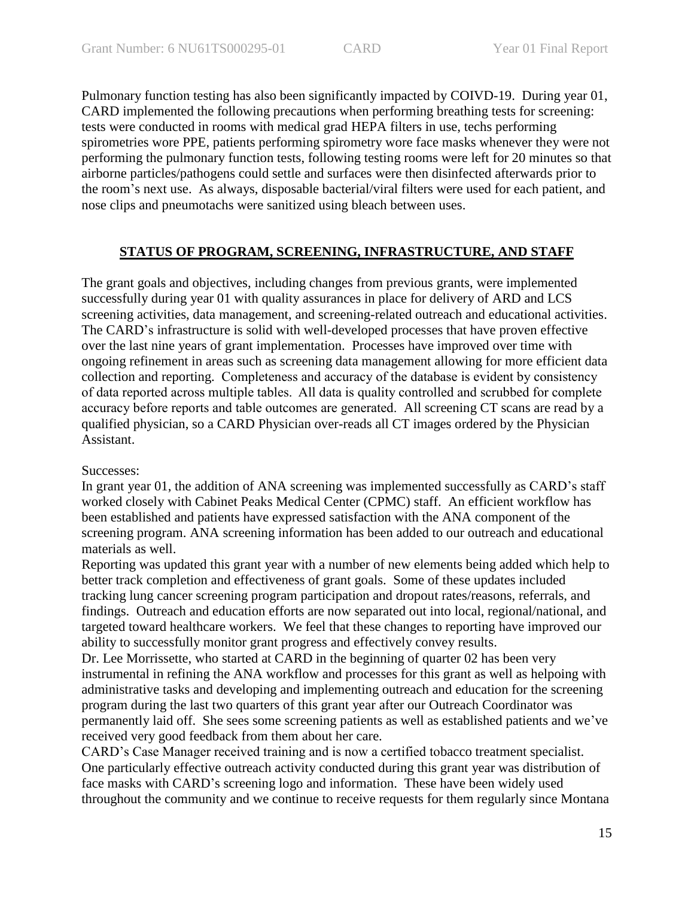Pulmonary function testing has also been significantly impacted by COIVD-19. During year 01, CARD implemented the following precautions when performing breathing tests for screening: tests were conducted in rooms with medical grad HEPA filters in use, techs performing spirometries wore PPE, patients performing spirometry wore face masks whenever they were not performing the pulmonary function tests, following testing rooms were left for 20 minutes so that airborne particles/pathogens could settle and surfaces were then disinfected afterwards prior to the room's next use. As always, disposable bacterial/viral filters were used for each patient, and nose clips and pneumotachs were sanitized using bleach between uses.

## STATUS OF PROGRAM, SCREENING, INFRASTRUCTURE, AND STAFF

The grant goals and objectives, including changes from previous grants, were implemented successfully during year 01 with quality assurances in place for delivery of ARD and LCS screening activities, data management, and screening-related outreach and educational activities. The CARD's infrastructure is solid with well-developed processes that have proven effective over the last nine years of grant implementation. Processes have improved over time with ongoing refinement in areas such as screening data management allowing for more efficient data collection and reporting. Completeness and accuracy of the database is evident by consistency of data reported across multiple tables. All data is quality controlled and scrubbed for complete accuracy before reports and table outcomes are generated. All screening CT scans are read by a qualified physician, so a CARD Physician over-reads all CT images ordered by the Physician Assistant.

Successes:

In grant year 01, the addition of ANA screening was implemented successfully as CARD's staff worked closely with Cabinet Peaks Medical Center (CPMC) staff. An efficient workflow has been established and patients have expressed satisfaction with the ANA component of the screening program. ANA screening information has been added to our outreach and educational materials as well.

Reporting was updated this grant year with a number of new elements being added which help to better track completion and effectiveness of grant goals. Some of these updates included tracking lung cancer screening program participation and dropout rates/reasons, referrals, and findings. Outreach and education efforts are now separated out into local, regional/national, and targeted toward healthcare workers. We feel that these changes to reporting have improved our ability to successfully monitor grant progress and effectively convey results.

Dr. Lee Morrissette, who started at CARD in the beginning of quarter 02 has been very instrumental in refining the ANA workflow and processes for this grant as well as helpoing with administrative tasks and developing and implementing outreach and education for the screening program during the last two quarters of this grant year after our Outreach Coordinator was permanently laid off. She sees some screening patients as well as established patients and we've received very good feedback from them about her care.

CARD's Case Manager received training and is now a certified tobacco treatment specialist.

One particularly effective outreach activity conducted during this grant year was distribution of face masks with CARD's screening logo and information. These have been widely used throughout the community and we continue to receive requests for them regularly since Montana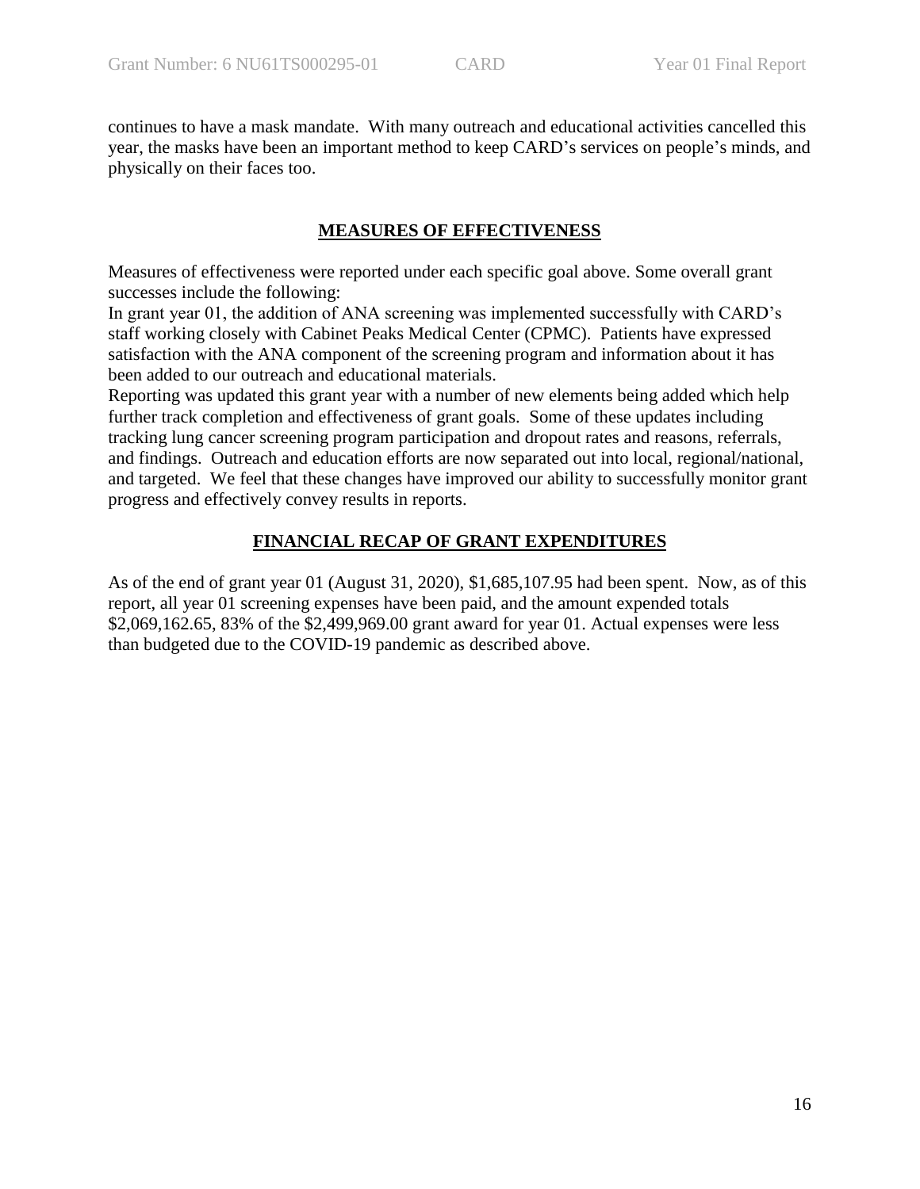continues to have a mask mandate. With many outreach and educational activities cancelled this year, the masks have been an important method to keep CARD's services on people's minds, and physically on their faces too.

## MEASURES OF EFFECTIVENESS

Measures of effectiveness were reported under each specific goal above. Some overall grant successes include the following:

In grant year 01, the addition of ANA screening was implemented successfully with CARD's staff working closely with Cabinet Peaks Medical Center (CPMC). Patients have expressed satisfaction with the ANA component of the screening program and information about it has been added to our outreach and educational materials.

Reporting was updated this grant year with a number of new elements being added which help further track completion and effectiveness of grant goals. Some of these updates including tracking lung cancer screening program participation and dropout rates and reasons, referrals, and findings. Outreach and education efforts are now separated out into local, regional/national, and targeted. We feel that these changes have improved our ability to successfully monitor grant progress and effectively convey results in reports.

## FINANCIAL RECAP OF GRANT EXPENDITURES

As of the end of grant year 01 (August 31, 2020), $1,685,107.95 had been spent. Now, as of this report, all year 01 screening expenses have been paid, and the amount expended totals $2,069,162.65, 83% of the $2,499,969.00 grant award for year 01. Actual expenses were less than budgeted due to the COVID-19 pandemic as described above.